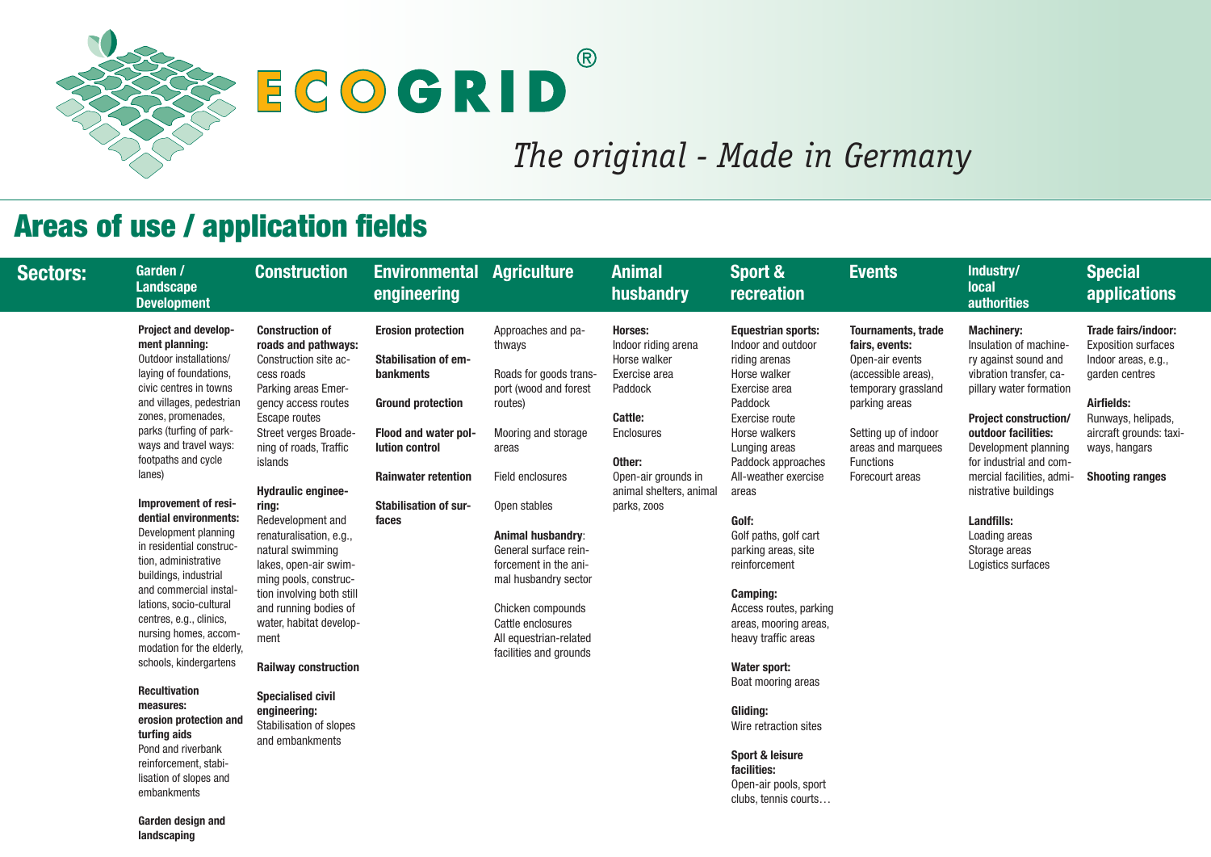# ECOGRID®

*The original - Made in Germany*

## Areas of use / application fields

**Sectors:**

### Garden / Landscape Development

**Project and development planning:**
Outdoor installations/ laying of foundations, civic centres in towns and villages, pedestrian zones, promenades, parks (turfing of parkways and travel ways: footpaths and cycle lanes)

**Improvement of residential environments:**
Development planning in residential construction, administrative buildings, industrial and commercial installations, socio-cultural centres, e.g., clinics, nursing homes, accommodation for the elderly, schools, kindergartens

**Recultivation measures:**
**erosion protection and turfing aids**
Pond and riverbank reinforcement, stabilisation of slopes and embankments

**Garden design and landscaping**

### Construction

**Construction of roads and pathways:**
Construction site access roads
Parking areas Emergency access routes
Escape routes
Street verges Broadening of roads, Traffic islands

**Hydraulic engineering:**
Redevelopment and renaturalisation, e.g., natural swimming lakes, open-air swimming pools, construction involving both still and running bodies of water, habitat development

**Railway construction**

**Specialised civil engineering:**
Stabilisation of slopes and embankments

### Environmental engineering

**Erosion protection**

**Stabilisation of embankments**

**Ground protection**

**Flood and water pollution control**

**Rainwater retention**

**Stabilisation of surfaces**

### Agriculture

Approaches and pathways

Roads for goods transport (wood and forest routes)

Mooring and storage areas

Field enclosures

Open stables

**Animal husbandry**:
General surface reinforcement in the animal husbandry sector

Chicken compounds
Cattle enclosures
All equestrian-related facilities and grounds

### Animal husbandry

**Horses:**
Indoor riding arena
Horse walker
Exercise area
Paddock

**Cattle:**
Enclosures

**Other:**
Open-air grounds in animal shelters, animal parks, zoos

### Sport & recreation

**Equestrian sports:**
Indoor and outdoor riding arenas
Horse walker
Exercise area
Paddock
Exercise route
Horse walkers
Lunging areas
Paddock approaches
All-weather exercise areas

**Golf:**
Golf paths, golf cart parking areas, site reinforcement

**Camping:**
Access routes, parking areas, mooring areas, heavy traffic areas

**Water sport:**
Boat mooring areas

**Gliding:**
Wire retraction sites

**Sport & leisure facilities:**
Open-air pools, sport clubs, tennis courts…

### Events

**Tournaments, trade fairs, events:**
Open-air events (accessible areas), temporary grassland parking areas

Setting up of indoor areas and marquees
Functions
Forecourt areas

### Industry/ local authorities

**Machinery:**
Insulation of machinery against sound and vibration transfer, capillary water formation

**Project construction/ outdoor facilities:**
Development planning for industrial and commercial facilities, administrative buildings

**Landfills:**
Loading areas
Storage areas
Logistics surfaces

### Special applications

**Trade fairs/indoor:**
Exposition surfaces
Indoor areas, e.g., garden centres

**Airfields:**
Runways, helipads, aircraft grounds: taxiways, hangars

**Shooting ranges**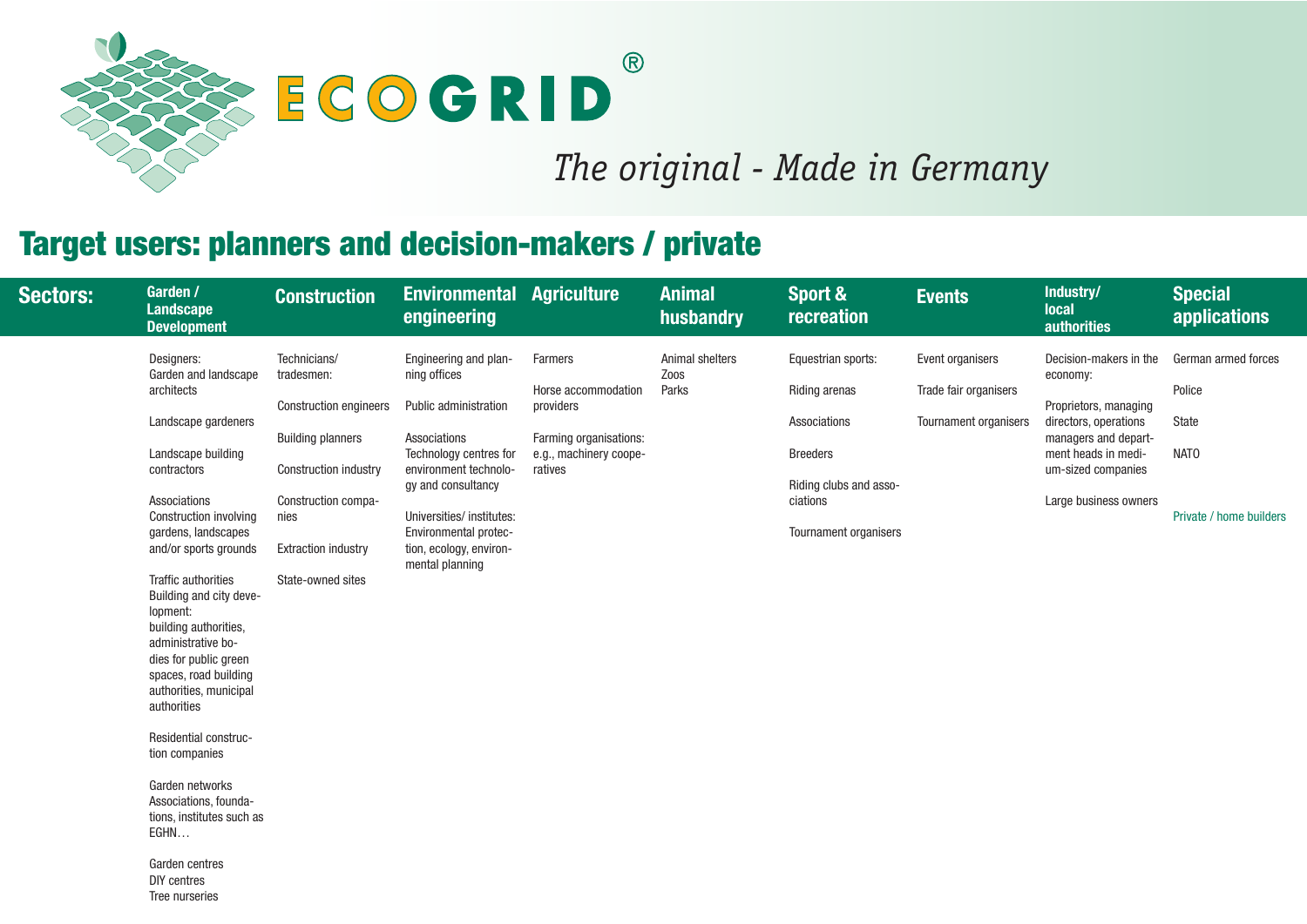ECOGRID®

*The original - Made in Germany*

## Target users: planners and decision-makers / private

| Sectors: | Garden / Landscape Development | Construction | Environmental engineering | Agriculture | Animal husbandry | Sport & recreation | Events | Industry/ local authorities | Special applications |
|---|---|---|---|---|---|---|---|---|---|
| | Designers: Garden and landscape architects<br><br>Landscape gardeners<br><br>Landscape building contractors<br><br>Associations Construction involving gardens, landscapes and/or sports grounds<br><br>Traffic authorities Building and city development: building authorities, administrative bodies for public green spaces, road building authorities, municipal authorities<br><br>Residential construction companies<br><br>Garden networks Associations, foundations, institutes such as EGHN…<br><br>Garden centres DIY centres Tree nurseries | Technicians/ tradesmen:<br><br>Construction engineers<br><br>Building planners<br><br>Construction industry<br><br>Construction companies<br><br>Extraction industry<br><br>State-owned sites | Engineering and planning offices<br><br>Public administration<br><br>Associations Technology centres for environment technology and consultancy<br><br>Universities/ institutes: Environmental protection, ecology, environmental planning | Farmers<br><br>Horse accommodation providers<br><br>Farming organisations: e.g., machinery cooperatives | Animal shelters Zoos Parks | Equestrian sports:<br><br>Riding arenas<br><br>Associations<br><br>Breeders<br><br>Riding clubs and associations<br><br>Tournament organisers | Event organisers<br><br>Trade fair organisers<br><br>Tournament organisers | Decision-makers in the economy:<br><br>Proprietors, managing directors, operations managers and department heads in medium-sized companies<br><br>Large business owners | German armed forces<br><br>Police<br><br>State<br><br>NATO<br><br>Private / home builders |